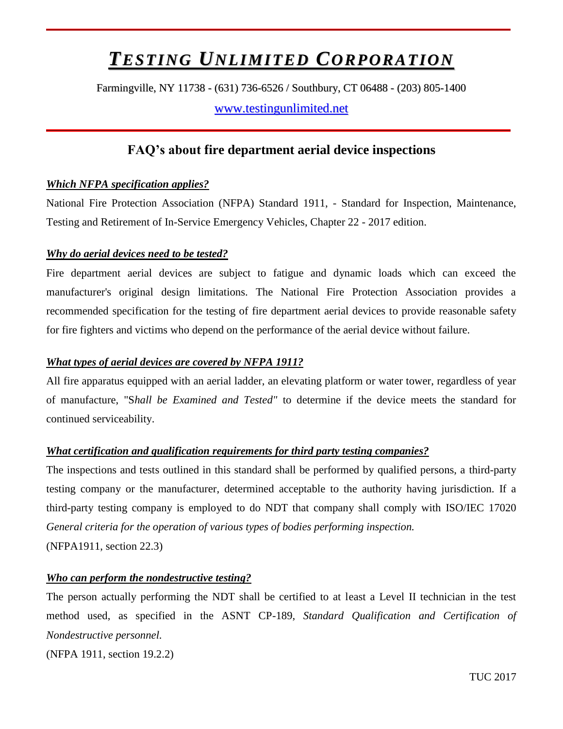# *TESTING UNLIMITED CORPORATION*

Farmingville, NY 11738 - (631) 736-6526 / Southbury, CT 06488 - (203) 805-1400

www.testingunlimited.net

## FAQ's about fire department aerial device inspections

***Which NFPA specification applies?***

National Fire Protection Association (NFPA) Standard 1911, - Standard for Inspection, Maintenance, Testing and Retirement of In-Service Emergency Vehicles, Chapter 22 - 2017 edition.

***Why do aerial devices need to be tested?***

Fire department aerial devices are subject to fatigue and dynamic loads which can exceed the manufacturer's original design limitations. The National Fire Protection Association provides a recommended specification for the testing of fire department aerial devices to provide reasonable safety for fire fighters and victims who depend on the performance of the aerial device without failure.

***What types of aerial devices are covered by NFPA 1911?***

All fire apparatus equipped with an aerial ladder, an elevating platform or water tower, regardless of year of manufacture, "S*hall be Examined and Tested"* to determine if the device meets the standard for continued serviceability.

***What certification and qualification requirements for third party testing companies?***

The inspections and tests outlined in this standard shall be performed by qualified persons, a third-party testing company or the manufacturer, determined acceptable to the authority having jurisdiction. If a third-party testing company is employed to do NDT that company shall comply with ISO/IEC 17020 *General criteria for the operation of various types of bodies performing inspection.*

(NFPA1911, section 22.3)

***Who can perform the nondestructive testing?***

The person actually performing the NDT shall be certified to at least a Level II technician in the test method used, as specified in the ASNT CP-189, *Standard Qualification and Certification of Nondestructive personnel.*

(NFPA 1911, section 19.2.2)

TUC 2017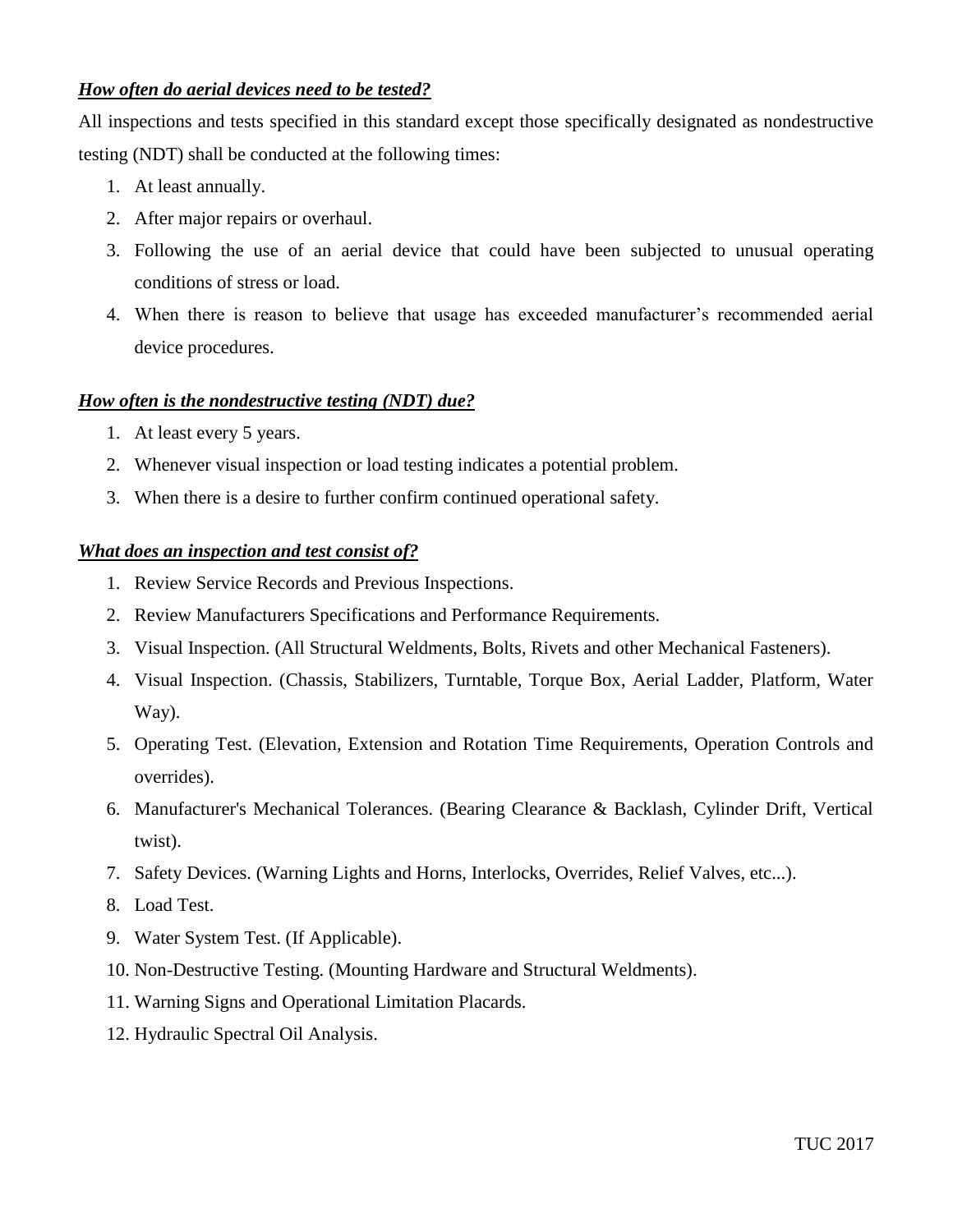***How often do aerial devices need to be tested?***

All inspections and tests specified in this standard except those specifically designated as nondestructive testing (NDT) shall be conducted at the following times:

1. At least annually.
2. After major repairs or overhaul.
3. Following the use of an aerial device that could have been subjected to unusual operating conditions of stress or load.
4. When there is reason to believe that usage has exceeded manufacturer's recommended aerial device procedures.

***How often is the nondestructive testing (NDT) due?***

1. At least every 5 years.
2. Whenever visual inspection or load testing indicates a potential problem.
3. When there is a desire to further confirm continued operational safety.

***What does an inspection and test consist of?***

1. Review Service Records and Previous Inspections.
2. Review Manufacturers Specifications and Performance Requirements.
3. Visual Inspection. (All Structural Weldments, Bolts, Rivets and other Mechanical Fasteners).
4. Visual Inspection. (Chassis, Stabilizers, Turntable, Torque Box, Aerial Ladder, Platform, Water Way).
5. Operating Test. (Elevation, Extension and Rotation Time Requirements, Operation Controls and overrides).
6. Manufacturer's Mechanical Tolerances. (Bearing Clearance & Backlash, Cylinder Drift, Vertical twist).
7. Safety Devices. (Warning Lights and Horns, Interlocks, Overrides, Relief Valves, etc...).
8. Load Test.
9. Water System Test. (If Applicable).
10. Non-Destructive Testing. (Mounting Hardware and Structural Weldments).
11. Warning Signs and Operational Limitation Placards.
12. Hydraulic Spectral Oil Analysis.

TUC 2017